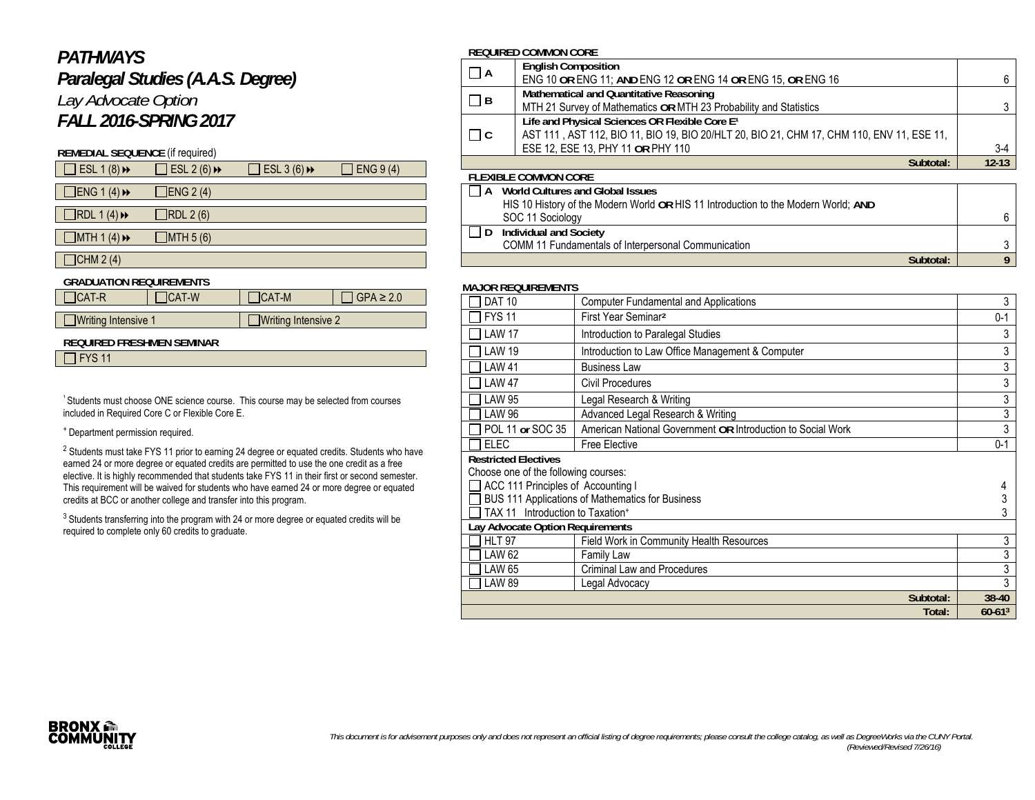# PATHWAYS

## Paralegal Studies (A.A.S. Degree)

*Lay Advocate Option*

## FALL 2016-SPRING 2017

**REMEDIAL SEQUENCE** (if required)

| | | | |
|---|---|---|---|
| ☐ ESL 1 (8) ⏩ | ☐ ESL 2 (6) ⏩ | ☐ ESL 3 (6) ⏩ | ☐ ENG 9 (4) |
| ☐ ENG 1 (4) ⏩ | ☐ ENG 2 (4) | | |
| ☐ RDL 1 (4) ⏩ | ☐ RDL 2 (6) | | |
| ☐ MTH 1 (4) ⏩ | ☐ MTH 5 (6) | | |
| ☐ CHM 2 (4) | | | |

**GRADUATION REQUIREMENTS**

| | | | |
|---|---|---|---|
| ☐ CAT-R | ☐ CAT-W | ☐ CAT-M | ☐ GPA ≥ 2.0 |
| ☐ Writing Intensive 1 | | ☐ Writing Intensive 2 | |

**REQUIRED FRESHMEN SEMINAR**

☐ FYS 11

[1] Students must choose ONE science course. This course may be selected from courses included in Required Core C or Flexible Core E.

+ Department permission required.

[2] Students must take FYS 11 prior to earning 24 degree or equated credits. Students who have earned 24 or more degree or equated credits are permitted to use the one credit as a free elective. It is highly recommended that students take FYS 11 in their first or second semester. This requirement will be waived for students who have earned 24 or more degree or equated credits at BCC or another college and transfer into this program.

[3] Students transferring into the program with 24 or more degree or equated credits will be required to complete only 60 credits to graduate.

**REQUIRED COMMON CORE**

| | | |
|---|---|---|
| ☐ A | **English Composition**<br>ENG 10 **OR** ENG 11; **AND** ENG 12 **OR** ENG 14 **OR** ENG 15, **OR** ENG 16 | 6 |
| ☐ B | **Mathematical and Quantitative Reasoning**<br>MTH 21 Survey of Mathematics **OR** MTH 23 Probability and Statistics | 3 |
| ☐ C | **Life and Physical Sciences OR Flexible Core E**[1]<br>AST 111 , AST 112, BIO 11, BIO 19, BIO 20/HLT 20, BIO 21, CHM 17, CHM 110, ENV 11, ESE 11, ESE 12, ESE 13, PHY 11 **OR** PHY 110 | 3-4 |
| | **Subtotal:** | **12-13** |

**FLEXIBLE COMMON CORE**

| | |
|---|---|
| ☐ **A World Cultures and Global Issues**<br>HIS 10 History of the Modern World **OR** HIS 11 Introduction to the Modern World; **AND** SOC 11 Sociology | 6 |
| ☐ **D Individual and Society**<br>COMM 11 Fundamentals of Interpersonal Communication | 3 |
| **Subtotal:** | **9** |

**MAJOR REQUIREMENTS**

| | | |
|---|---|---|
| ☐ DAT 10 | Computer Fundamental and Applications | 3 |
| ☐ FYS 11 | First Year Seminar[2] | 0-1 |
| ☐ LAW 17 | Introduction to Paralegal Studies | 3 |
| ☐ LAW 19 | Introduction to Law Office Management & Computer | 3 |
| ☐ LAW 41 | Business Law | 3 |
| ☐ LAW 47 | Civil Procedures | 3 |
| ☐ LAW 95 | Legal Research & Writing | 3 |
| ☐ LAW 96 | Advanced Legal Research & Writing | 3 |
| ☐ POL 11 **or** SOC 35 | American National Government **OR** Introduction to Social Work | 3 |
| ☐ ELEC | Free Elective | 0-1 |
| **Restricted Electives**<br>Choose one of the following courses: | | |
| ☐ ACC 111 Principles of Accounting I | | 4 |
| ☐ BUS 111 Applications of Mathematics for Business | | 3 |
| ☐ TAX 11 Introduction to Taxation+ | | 3 |
| **Lay Advocate Option Requirements** | | |
| ☐ HLT 97 | Field Work in Community Health Resources | 3 |
| ☐ LAW 62 | Family Law | 3 |
| ☐ LAW 65 | Criminal Law and Procedures | 3 |
| ☐ LAW 89 | Legal Advocacy | 3 |
| | **Subtotal:** | **38-40** |
| | **Total:** | **60-61**[3] |

BRONX COMMUNITY COLLEGE

*This document is for advisement purposes only and does not represent an official listing of degree requirements; please consult the college catalog, as well as DegreeWorks via the CUNY Portal. (Reviewed/Revised 7/26/16)*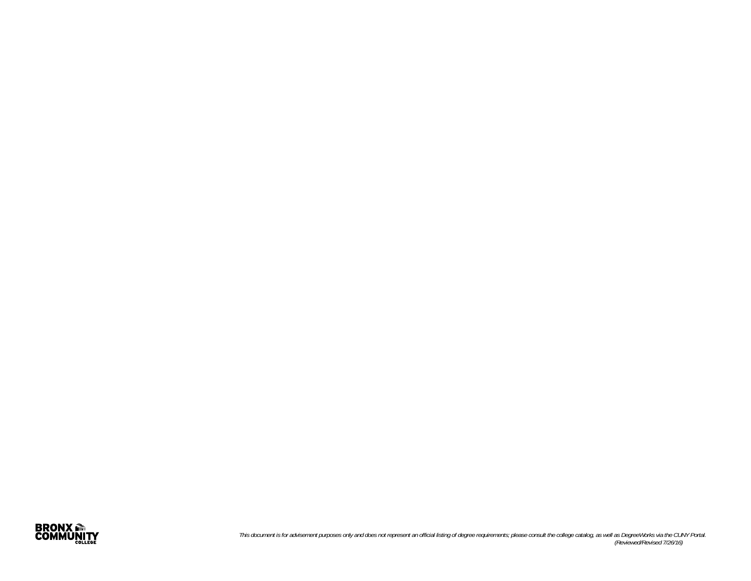BRONX COMMUNITY COLLEGE

*This document is for advisement purposes only and does not represent an official listing of degree requirements; please consult the college catalog, as well as DegreeWorks via the CUNY Portal.*
*(Reviewed/Revised 7/26/16)*